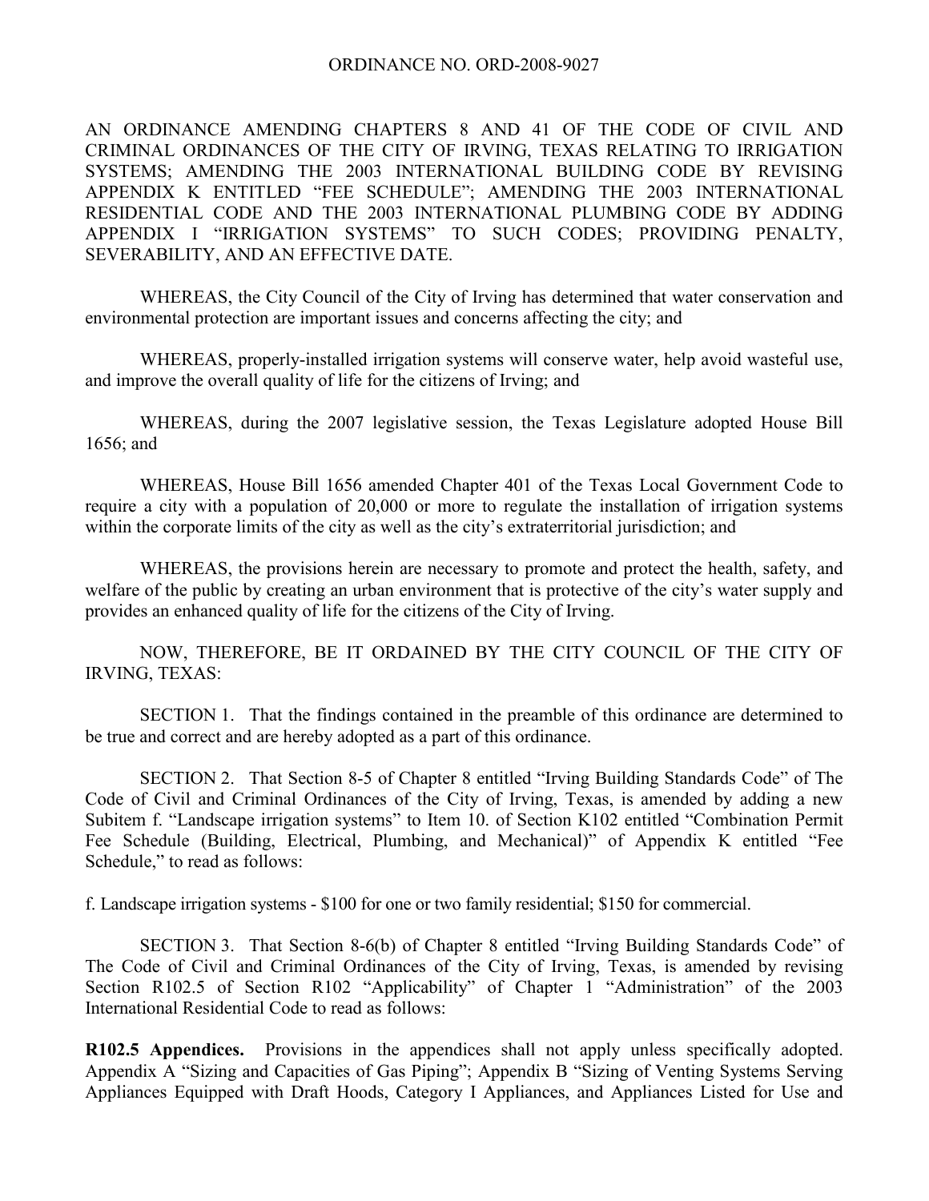ORDINANCE NO. ORD-2008-9027

AN ORDINANCE AMENDING CHAPTERS 8 AND 41 OF THE CODE OF CIVIL AND CRIMINAL ORDINANCES OF THE CITY OF IRVING, TEXAS RELATING TO IRRIGATION SYSTEMS; AMENDING THE 2003 INTERNATIONAL BUILDING CODE BY REVISING APPENDIX K ENTITLED "FEE SCHEDULE"; AMENDING THE 2003 INTERNATIONAL RESIDENTIAL CODE AND THE 2003 INTERNATIONAL PLUMBING CODE BY ADDING APPENDIX I "IRRIGATION SYSTEMS" TO SUCH CODES; PROVIDING PENALTY, SEVERABILITY, AND AN EFFECTIVE DATE.

WHEREAS, the City Council of the City of Irving has determined that water conservation and environmental protection are important issues and concerns affecting the city; and

WHEREAS, properly-installed irrigation systems will conserve water, help avoid wasteful use, and improve the overall quality of life for the citizens of Irving; and

WHEREAS, during the 2007 legislative session, the Texas Legislature adopted House Bill 1656; and

WHEREAS, House Bill 1656 amended Chapter 401 of the Texas Local Government Code to require a city with a population of 20,000 or more to regulate the installation of irrigation systems within the corporate limits of the city as well as the city's extraterritorial jurisdiction; and

WHEREAS, the provisions herein are necessary to promote and protect the health, safety, and welfare of the public by creating an urban environment that is protective of the city's water supply and provides an enhanced quality of life for the citizens of the City of Irving.

NOW, THEREFORE, BE IT ORDAINED BY THE CITY COUNCIL OF THE CITY OF IRVING, TEXAS:

SECTION 1. That the findings contained in the preamble of this ordinance are determined to be true and correct and are hereby adopted as a part of this ordinance.

SECTION 2. That Section 8-5 of Chapter 8 entitled "Irving Building Standards Code" of The Code of Civil and Criminal Ordinances of the City of Irving, Texas, is amended by adding a new Subitem f. "Landscape irrigation systems" to Item 10. of Section K102 entitled "Combination Permit Fee Schedule (Building, Electrical, Plumbing, and Mechanical)" of Appendix K entitled "Fee Schedule," to read as follows:

f. Landscape irrigation systems - $100 for one or two family residential; $150 for commercial.

SECTION 3. That Section 8-6(b) of Chapter 8 entitled "Irving Building Standards Code" of The Code of Civil and Criminal Ordinances of the City of Irving, Texas, is amended by revising Section R102.5 of Section R102 "Applicability" of Chapter 1 "Administration" of the 2003 International Residential Code to read as follows:

**R102.5 Appendices.** Provisions in the appendices shall not apply unless specifically adopted. Appendix A "Sizing and Capacities of Gas Piping"; Appendix B "Sizing of Venting Systems Serving Appliances Equipped with Draft Hoods, Category I Appliances, and Appliances Listed for Use and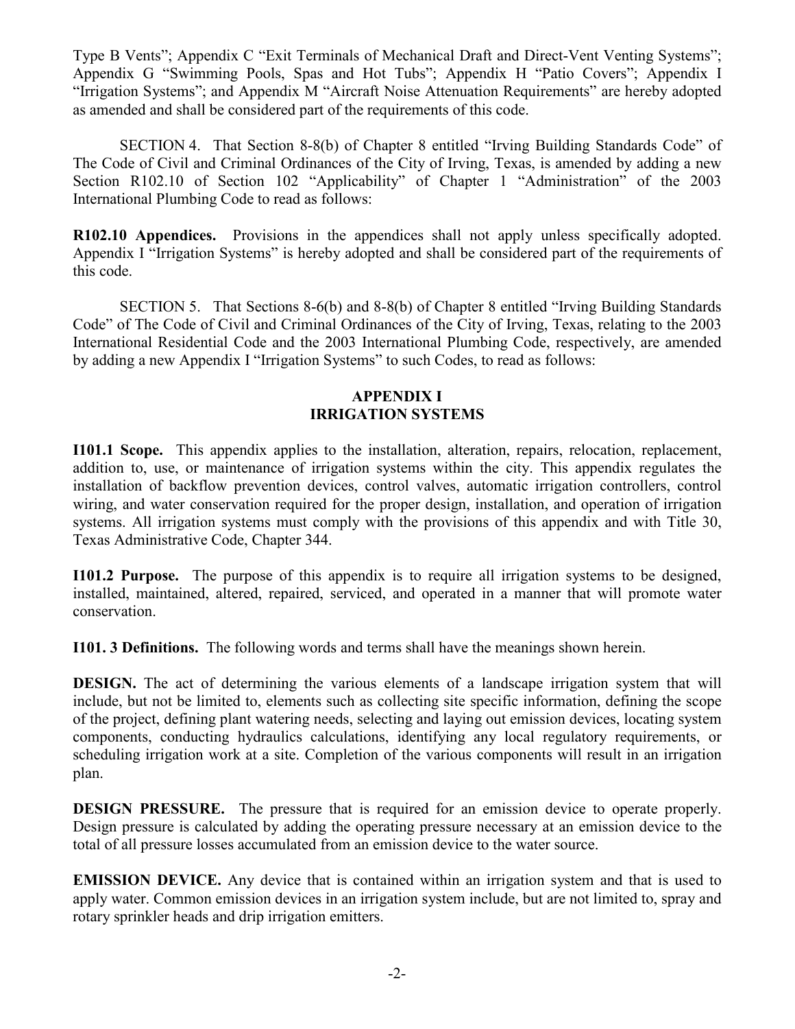Type B Vents"; Appendix C "Exit Terminals of Mechanical Draft and Direct-Vent Venting Systems"; Appendix G "Swimming Pools, Spas and Hot Tubs"; Appendix H "Patio Covers"; Appendix I "Irrigation Systems"; and Appendix M "Aircraft Noise Attenuation Requirements" are hereby adopted as amended and shall be considered part of the requirements of this code.

SECTION 4. That Section 8-8(b) of Chapter 8 entitled "Irving Building Standards Code" of The Code of Civil and Criminal Ordinances of the City of Irving, Texas, is amended by adding a new Section R102.10 of Section 102 "Applicability" of Chapter 1 "Administration" of the 2003 International Plumbing Code to read as follows:

**R102.10 Appendices.** Provisions in the appendices shall not apply unless specifically adopted. Appendix I "Irrigation Systems" is hereby adopted and shall be considered part of the requirements of this code.

SECTION 5. That Sections 8-6(b) and 8-8(b) of Chapter 8 entitled "Irving Building Standards Code" of The Code of Civil and Criminal Ordinances of the City of Irving, Texas, relating to the 2003 International Residential Code and the 2003 International Plumbing Code, respectively, are amended by adding a new Appendix I "Irrigation Systems" to such Codes, to read as follows:

## APPENDIX I
## IRRIGATION SYSTEMS

**I101.1 Scope.** This appendix applies to the installation, alteration, repairs, relocation, replacement, addition to, use, or maintenance of irrigation systems within the city. This appendix regulates the installation of backflow prevention devices, control valves, automatic irrigation controllers, control wiring, and water conservation required for the proper design, installation, and operation of irrigation systems. All irrigation systems must comply with the provisions of this appendix and with Title 30, Texas Administrative Code, Chapter 344.

**I101.2 Purpose.** The purpose of this appendix is to require all irrigation systems to be designed, installed, maintained, altered, repaired, serviced, and operated in a manner that will promote water conservation.

**I101. 3 Definitions.** The following words and terms shall have the meanings shown herein.

**DESIGN.** The act of determining the various elements of a landscape irrigation system that will include, but not be limited to, elements such as collecting site specific information, defining the scope of the project, defining plant watering needs, selecting and laying out emission devices, locating system components, conducting hydraulics calculations, identifying any local regulatory requirements, or scheduling irrigation work at a site. Completion of the various components will result in an irrigation plan.

**DESIGN PRESSURE.** The pressure that is required for an emission device to operate properly. Design pressure is calculated by adding the operating pressure necessary at an emission device to the total of all pressure losses accumulated from an emission device to the water source.

**EMISSION DEVICE.** Any device that is contained within an irrigation system and that is used to apply water. Common emission devices in an irrigation system include, but are not limited to, spray and rotary sprinkler heads and drip irrigation emitters.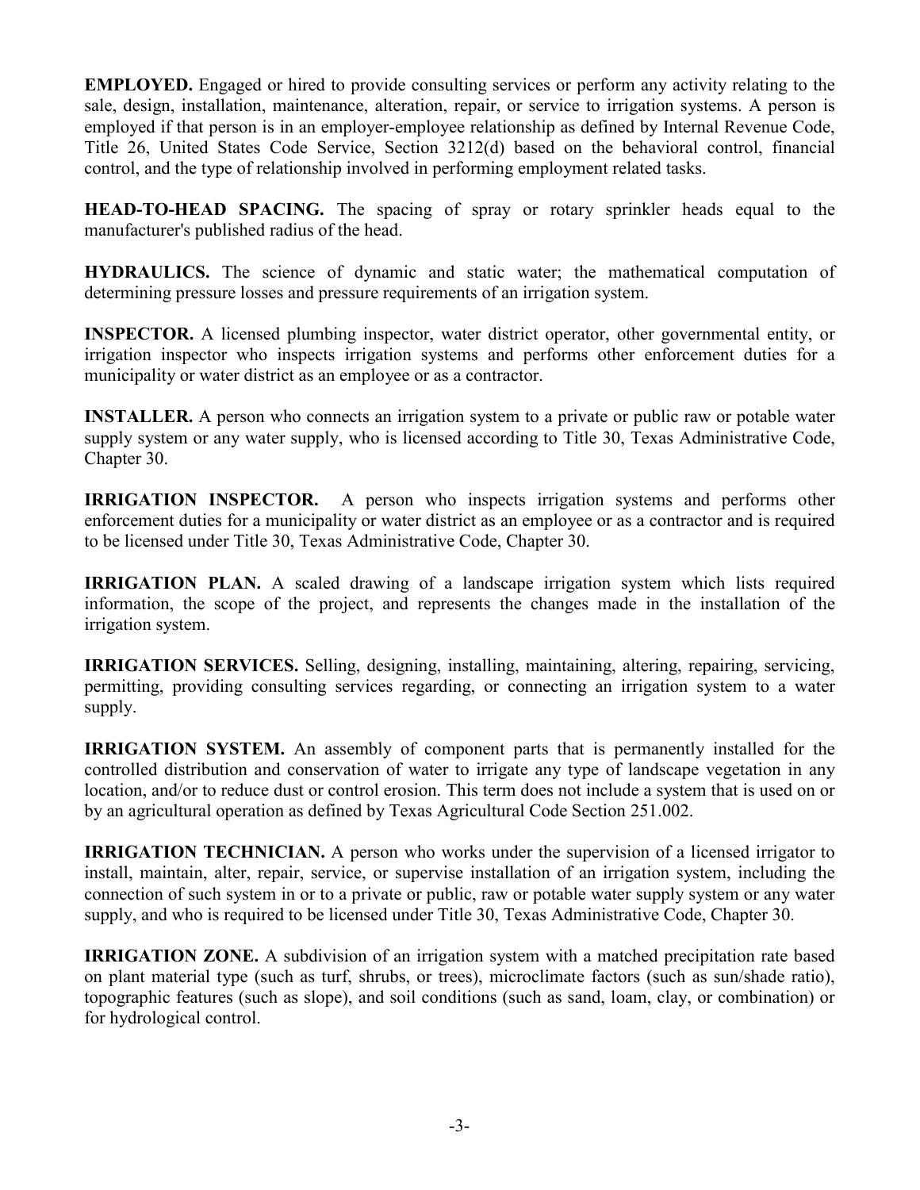**EMPLOYED.** Engaged or hired to provide consulting services or perform any activity relating to the sale, design, installation, maintenance, alteration, repair, or service to irrigation systems. A person is employed if that person is in an employer-employee relationship as defined by Internal Revenue Code, Title 26, United States Code Service, Section 3212(d) based on the behavioral control, financial control, and the type of relationship involved in performing employment related tasks.

**HEAD-TO-HEAD SPACING.** The spacing of spray or rotary sprinkler heads equal to the manufacturer's published radius of the head.

**HYDRAULICS.** The science of dynamic and static water; the mathematical computation of determining pressure losses and pressure requirements of an irrigation system.

**INSPECTOR.** A licensed plumbing inspector, water district operator, other governmental entity, or irrigation inspector who inspects irrigation systems and performs other enforcement duties for a municipality or water district as an employee or as a contractor.

**INSTALLER.** A person who connects an irrigation system to a private or public raw or potable water supply system or any water supply, who is licensed according to Title 30, Texas Administrative Code, Chapter 30.

**IRRIGATION INSPECTOR.** A person who inspects irrigation systems and performs other enforcement duties for a municipality or water district as an employee or as a contractor and is required to be licensed under Title 30, Texas Administrative Code, Chapter 30.

**IRRIGATION PLAN.** A scaled drawing of a landscape irrigation system which lists required information, the scope of the project, and represents the changes made in the installation of the irrigation system.

**IRRIGATION SERVICES.** Selling, designing, installing, maintaining, altering, repairing, servicing, permitting, providing consulting services regarding, or connecting an irrigation system to a water supply.

**IRRIGATION SYSTEM.** An assembly of component parts that is permanently installed for the controlled distribution and conservation of water to irrigate any type of landscape vegetation in any location, and/or to reduce dust or control erosion. This term does not include a system that is used on or by an agricultural operation as defined by Texas Agricultural Code Section 251.002.

**IRRIGATION TECHNICIAN.** A person who works under the supervision of a licensed irrigator to install, maintain, alter, repair, service, or supervise installation of an irrigation system, including the connection of such system in or to a private or public, raw or potable water supply system or any water supply, and who is required to be licensed under Title 30, Texas Administrative Code, Chapter 30.

**IRRIGATION ZONE.** A subdivision of an irrigation system with a matched precipitation rate based on plant material type (such as turf, shrubs, or trees), microclimate factors (such as sun/shade ratio), topographic features (such as slope), and soil conditions (such as sand, loam, clay, or combination) or for hydrological control.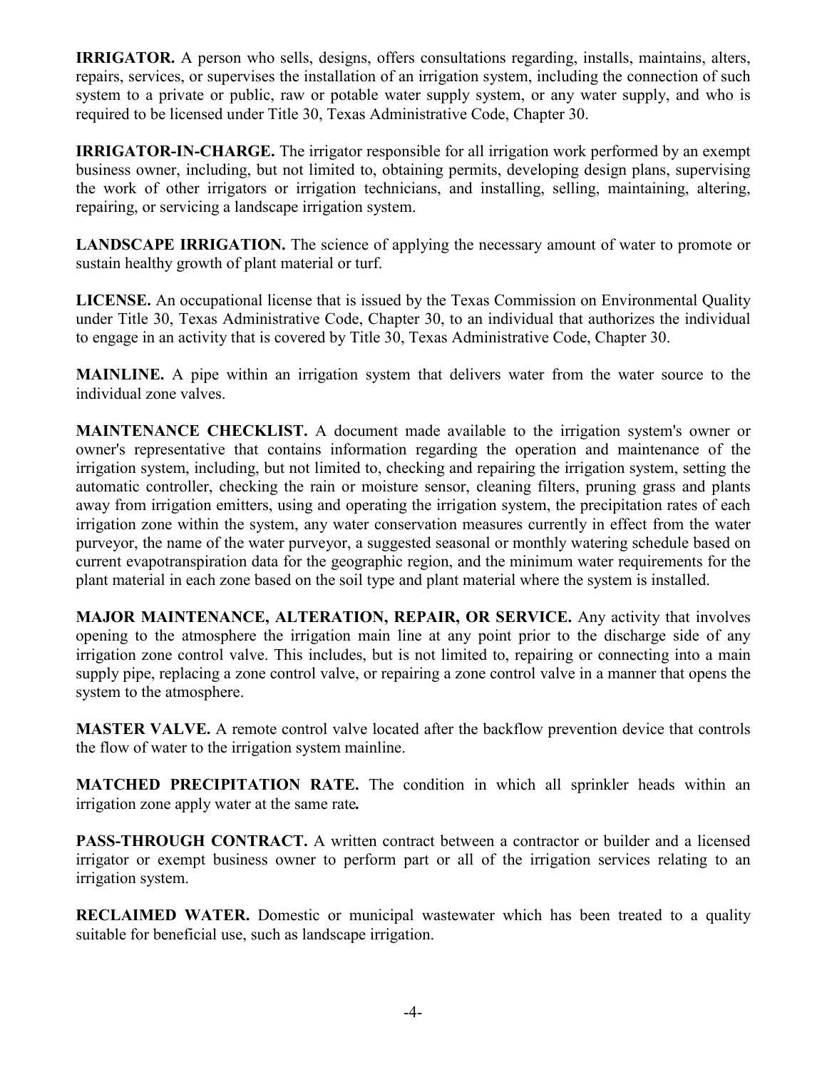**IRRIGATOR.** A person who sells, designs, offers consultations regarding, installs, maintains, alters, repairs, services, or supervises the installation of an irrigation system, including the connection of such system to a private or public, raw or potable water supply system, or any water supply, and who is required to be licensed under Title 30, Texas Administrative Code, Chapter 30.

**IRRIGATOR-IN-CHARGE.** The irrigator responsible for all irrigation work performed by an exempt business owner, including, but not limited to, obtaining permits, developing design plans, supervising the work of other irrigators or irrigation technicians, and installing, selling, maintaining, altering, repairing, or servicing a landscape irrigation system.

**LANDSCAPE IRRIGATION.** The science of applying the necessary amount of water to promote or sustain healthy growth of plant material or turf.

**LICENSE.** An occupational license that is issued by the Texas Commission on Environmental Quality under Title 30, Texas Administrative Code, Chapter 30, to an individual that authorizes the individual to engage in an activity that is covered by Title 30, Texas Administrative Code, Chapter 30.

**MAINLINE.** A pipe within an irrigation system that delivers water from the water source to the individual zone valves.

**MAINTENANCE CHECKLIST.** A document made available to the irrigation system's owner or owner's representative that contains information regarding the operation and maintenance of the irrigation system, including, but not limited to, checking and repairing the irrigation system, setting the automatic controller, checking the rain or moisture sensor, cleaning filters, pruning grass and plants away from irrigation emitters, using and operating the irrigation system, the precipitation rates of each irrigation zone within the system, any water conservation measures currently in effect from the water purveyor, the name of the water purveyor, a suggested seasonal or monthly watering schedule based on current evapotranspiration data for the geographic region, and the minimum water requirements for the plant material in each zone based on the soil type and plant material where the system is installed.

**MAJOR MAINTENANCE, ALTERATION, REPAIR, OR SERVICE.** Any activity that involves opening to the atmosphere the irrigation main line at any point prior to the discharge side of any irrigation zone control valve. This includes, but is not limited to, repairing or connecting into a main supply pipe, replacing a zone control valve, or repairing a zone control valve in a manner that opens the system to the atmosphere.

**MASTER VALVE.** A remote control valve located after the backflow prevention device that controls the flow of water to the irrigation system mainline.

**MATCHED PRECIPITATION RATE.** The condition in which all sprinkler heads within an irrigation zone apply water at the same rate**.**

**PASS-THROUGH CONTRACT.** A written contract between a contractor or builder and a licensed irrigator or exempt business owner to perform part or all of the irrigation services relating to an irrigation system.

**RECLAIMED WATER.** Domestic or municipal wastewater which has been treated to a quality suitable for beneficial use, such as landscape irrigation.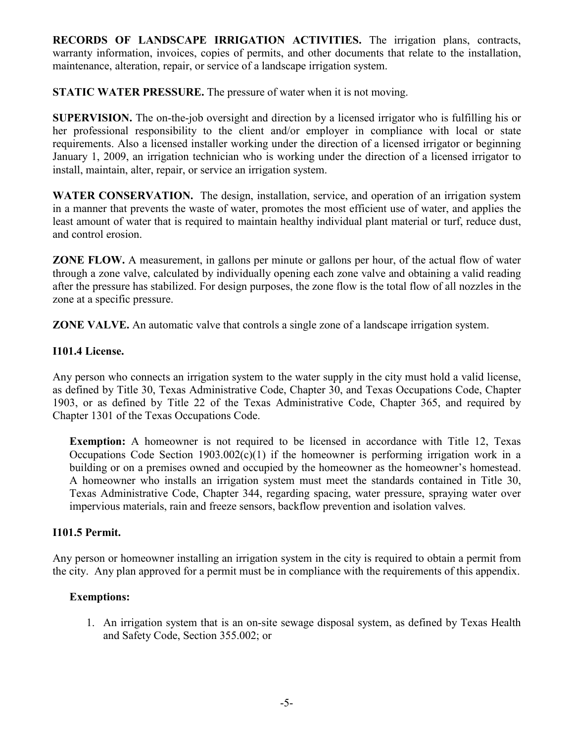**RECORDS OF LANDSCAPE IRRIGATION ACTIVITIES.** The irrigation plans, contracts, warranty information, invoices, copies of permits, and other documents that relate to the installation, maintenance, alteration, repair, or service of a landscape irrigation system.

**STATIC WATER PRESSURE.** The pressure of water when it is not moving.

**SUPERVISION.** The on-the-job oversight and direction by a licensed irrigator who is fulfilling his or her professional responsibility to the client and/or employer in compliance with local or state requirements. Also a licensed installer working under the direction of a licensed irrigator or beginning January 1, 2009, an irrigation technician who is working under the direction of a licensed irrigator to install, maintain, alter, repair, or service an irrigation system.

**WATER CONSERVATION.** The design, installation, service, and operation of an irrigation system in a manner that prevents the waste of water, promotes the most efficient use of water, and applies the least amount of water that is required to maintain healthy individual plant material or turf, reduce dust, and control erosion.

**ZONE FLOW.** A measurement, in gallons per minute or gallons per hour, of the actual flow of water through a zone valve, calculated by individually opening each zone valve and obtaining a valid reading after the pressure has stabilized. For design purposes, the zone flow is the total flow of all nozzles in the zone at a specific pressure.

**ZONE VALVE.** An automatic valve that controls a single zone of a landscape irrigation system.

### I101.4 License.

Any person who connects an irrigation system to the water supply in the city must hold a valid license, as defined by Title 30, Texas Administrative Code, Chapter 30, and Texas Occupations Code, Chapter 1903, or as defined by Title 22 of the Texas Administrative Code, Chapter 365, and required by Chapter 1301 of the Texas Occupations Code.

> **Exemption:** A homeowner is not required to be licensed in accordance with Title 12, Texas Occupations Code Section 1903.002(c)(1) if the homeowner is performing irrigation work in a building or on a premises owned and occupied by the homeowner as the homeowner's homestead. A homeowner who installs an irrigation system must meet the standards contained in Title 30, Texas Administrative Code, Chapter 344, regarding spacing, water pressure, spraying water over impervious materials, rain and freeze sensors, backflow prevention and isolation valves.

### I101.5 Permit.

Any person or homeowner installing an irrigation system in the city is required to obtain a permit from the city. Any plan approved for a permit must be in compliance with the requirements of this appendix.

**Exemptions:**

1. An irrigation system that is an on-site sewage disposal system, as defined by Texas Health and Safety Code, Section 355.002; or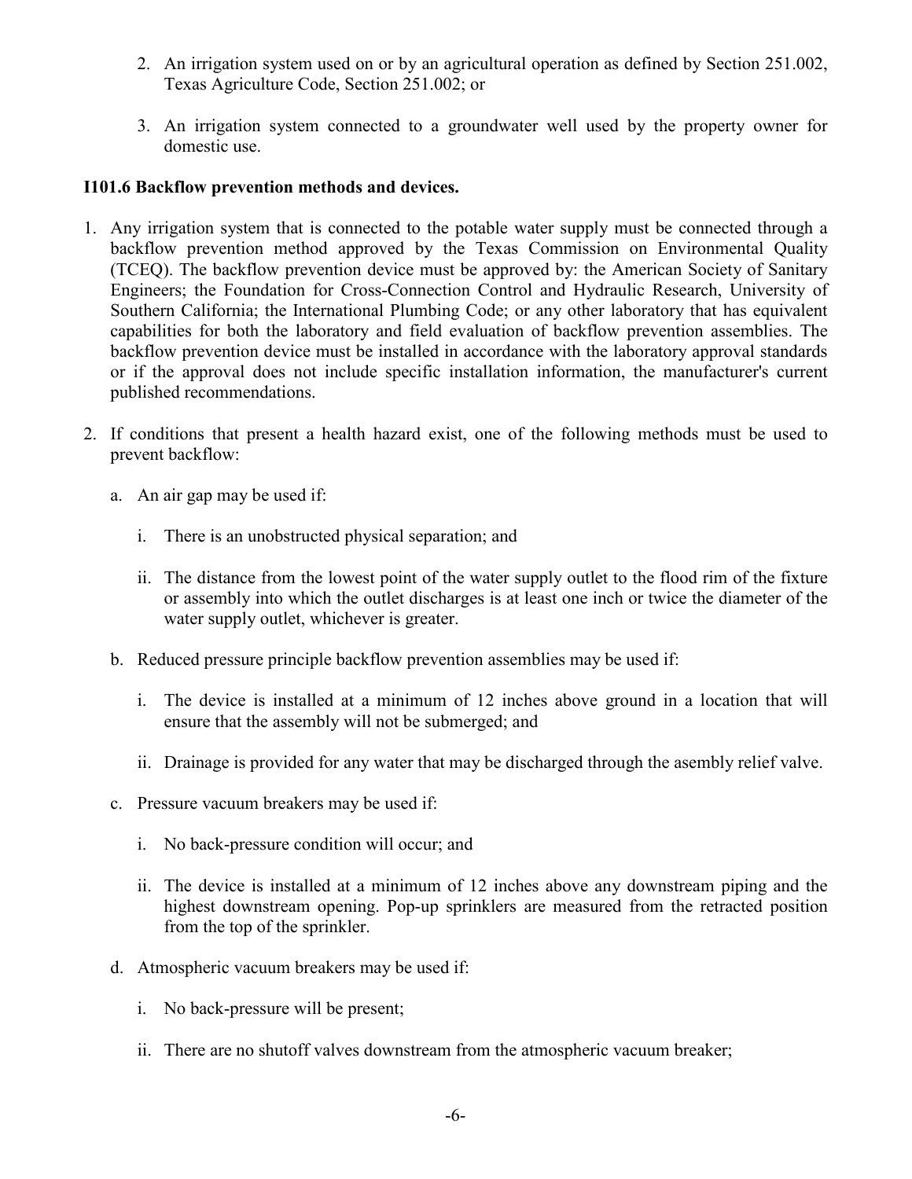2. An irrigation system used on or by an agricultural operation as defined by Section 251.002, Texas Agriculture Code, Section 251.002; or

3. An irrigation system connected to a groundwater well used by the property owner for domestic use.

**I101.6 Backflow prevention methods and devices.**

1. Any irrigation system that is connected to the potable water supply must be connected through a backflow prevention method approved by the Texas Commission on Environmental Quality (TCEQ). The backflow prevention device must be approved by: the American Society of Sanitary Engineers; the Foundation for Cross-Connection Control and Hydraulic Research, University of Southern California; the International Plumbing Code; or any other laboratory that has equivalent capabilities for both the laboratory and field evaluation of backflow prevention assemblies. The backflow prevention device must be installed in accordance with the laboratory approval standards or if the approval does not include specific installation information, the manufacturer's current published recommendations.

2. If conditions that present a health hazard exist, one of the following methods must be used to prevent backflow:

   a. An air gap may be used if:

      i. There is an unobstructed physical separation; and

      ii. The distance from the lowest point of the water supply outlet to the flood rim of the fixture or assembly into which the outlet discharges is at least one inch or twice the diameter of the water supply outlet, whichever is greater.

   b. Reduced pressure principle backflow prevention assemblies may be used if:

      i. The device is installed at a minimum of 12 inches above ground in a location that will ensure that the assembly will not be submerged; and

      ii. Drainage is provided for any water that may be discharged through the asembly relief valve.

   c. Pressure vacuum breakers may be used if:

      i. No back-pressure condition will occur; and

      ii. The device is installed at a minimum of 12 inches above any downstream piping and the highest downstream opening. Pop-up sprinklers are measured from the retracted position from the top of the sprinkler.

   d. Atmospheric vacuum breakers may be used if:

      i. No back-pressure will be present;

      ii. There are no shutoff valves downstream from the atmospheric vacuum breaker;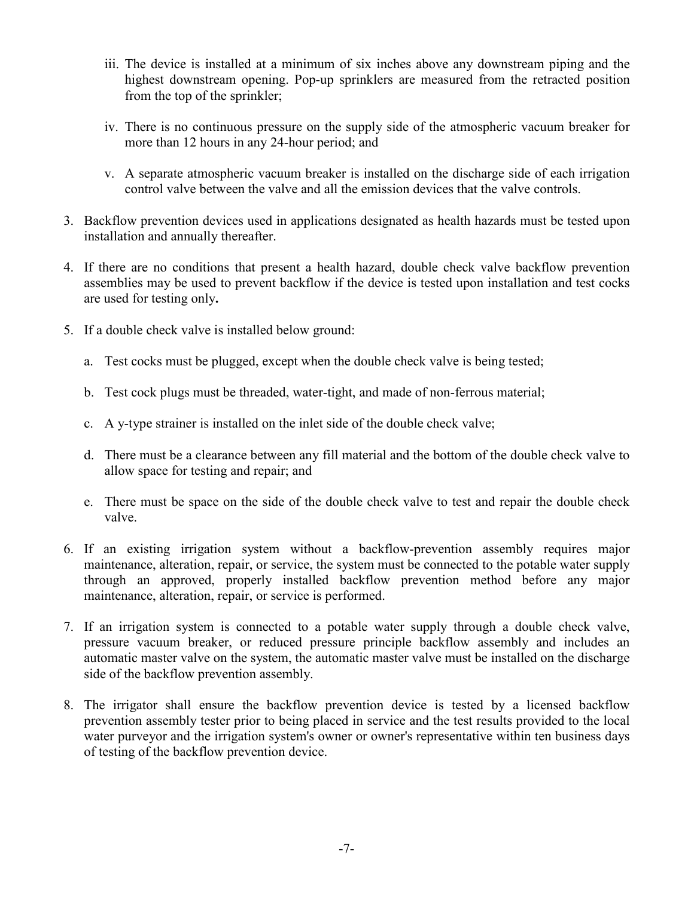iii. The device is installed at a minimum of six inches above any downstream piping and the highest downstream opening. Pop-up sprinklers are measured from the retracted position from the top of the sprinkler;

    iv. There is no continuous pressure on the supply side of the atmospheric vacuum breaker for more than 12 hours in any 24-hour period; and

    v. A separate atmospheric vacuum breaker is installed on the discharge side of each irrigation control valve between the valve and all the emission devices that the valve controls.

3. Backflow prevention devices used in applications designated as health hazards must be tested upon installation and annually thereafter.

4. If there are no conditions that present a health hazard, double check valve backflow prevention assemblies may be used to prevent backflow if the device is tested upon installation and test cocks are used for testing only**.**

5. If a double check valve is installed below ground:

    a. Test cocks must be plugged, except when the double check valve is being tested;

    b. Test cock plugs must be threaded, water-tight, and made of non-ferrous material;

    c. A y-type strainer is installed on the inlet side of the double check valve;

    d. There must be a clearance between any fill material and the bottom of the double check valve to allow space for testing and repair; and

    e. There must be space on the side of the double check valve to test and repair the double check valve.

6. If an existing irrigation system without a backflow-prevention assembly requires major maintenance, alteration, repair, or service, the system must be connected to the potable water supply through an approved, properly installed backflow prevention method before any major maintenance, alteration, repair, or service is performed.

7. If an irrigation system is connected to a potable water supply through a double check valve, pressure vacuum breaker, or reduced pressure principle backflow assembly and includes an automatic master valve on the system, the automatic master valve must be installed on the discharge side of the backflow prevention assembly.

8. The irrigator shall ensure the backflow prevention device is tested by a licensed backflow prevention assembly tester prior to being placed in service and the test results provided to the local water purveyor and the irrigation system's owner or owner's representative within ten business days of testing of the backflow prevention device.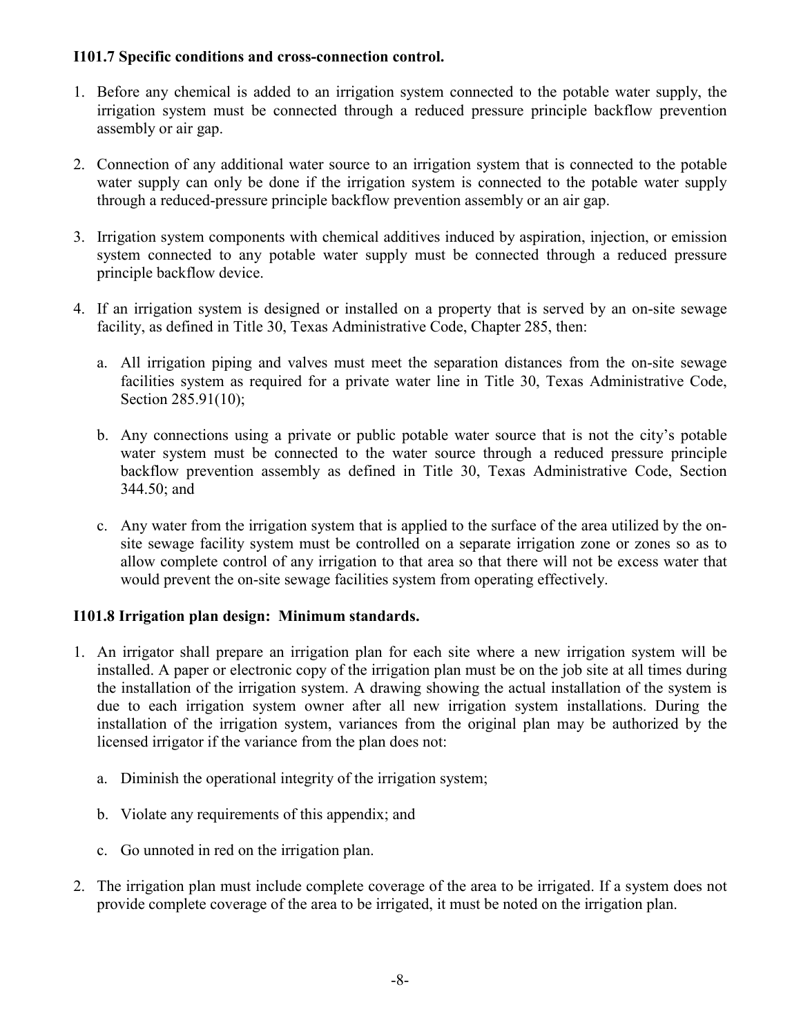**I101.7 Specific conditions and cross-connection control.**

1. Before any chemical is added to an irrigation system connected to the potable water supply, the irrigation system must be connected through a reduced pressure principle backflow prevention assembly or air gap.

2. Connection of any additional water source to an irrigation system that is connected to the potable water supply can only be done if the irrigation system is connected to the potable water supply through a reduced-pressure principle backflow prevention assembly or an air gap.

3. Irrigation system components with chemical additives induced by aspiration, injection, or emission system connected to any potable water supply must be connected through a reduced pressure principle backflow device.

4. If an irrigation system is designed or installed on a property that is served by an on-site sewage facility, as defined in Title 30, Texas Administrative Code, Chapter 285, then:

   a. All irrigation piping and valves must meet the separation distances from the on-site sewage facilities system as required for a private water line in Title 30, Texas Administrative Code, Section 285.91(10);

   b. Any connections using a private or public potable water source that is not the city's potable water system must be connected to the water source through a reduced pressure principle backflow prevention assembly as defined in Title 30, Texas Administrative Code, Section 344.50; and

   c. Any water from the irrigation system that is applied to the surface of the area utilized by the on-site sewage facility system must be controlled on a separate irrigation zone or zones so as to allow complete control of any irrigation to that area so that there will not be excess water that would prevent the on-site sewage facilities system from operating effectively.

**I101.8 Irrigation plan design: Minimum standards.**

1. An irrigator shall prepare an irrigation plan for each site where a new irrigation system will be installed. A paper or electronic copy of the irrigation plan must be on the job site at all times during the installation of the irrigation system. A drawing showing the actual installation of the system is due to each irrigation system owner after all new irrigation system installations. During the installation of the irrigation system, variances from the original plan may be authorized by the licensed irrigator if the variance from the plan does not:

   a. Diminish the operational integrity of the irrigation system;

   b. Violate any requirements of this appendix; and

   c. Go unnoted in red on the irrigation plan.

2. The irrigation plan must include complete coverage of the area to be irrigated. If a system does not provide complete coverage of the area to be irrigated, it must be noted on the irrigation plan.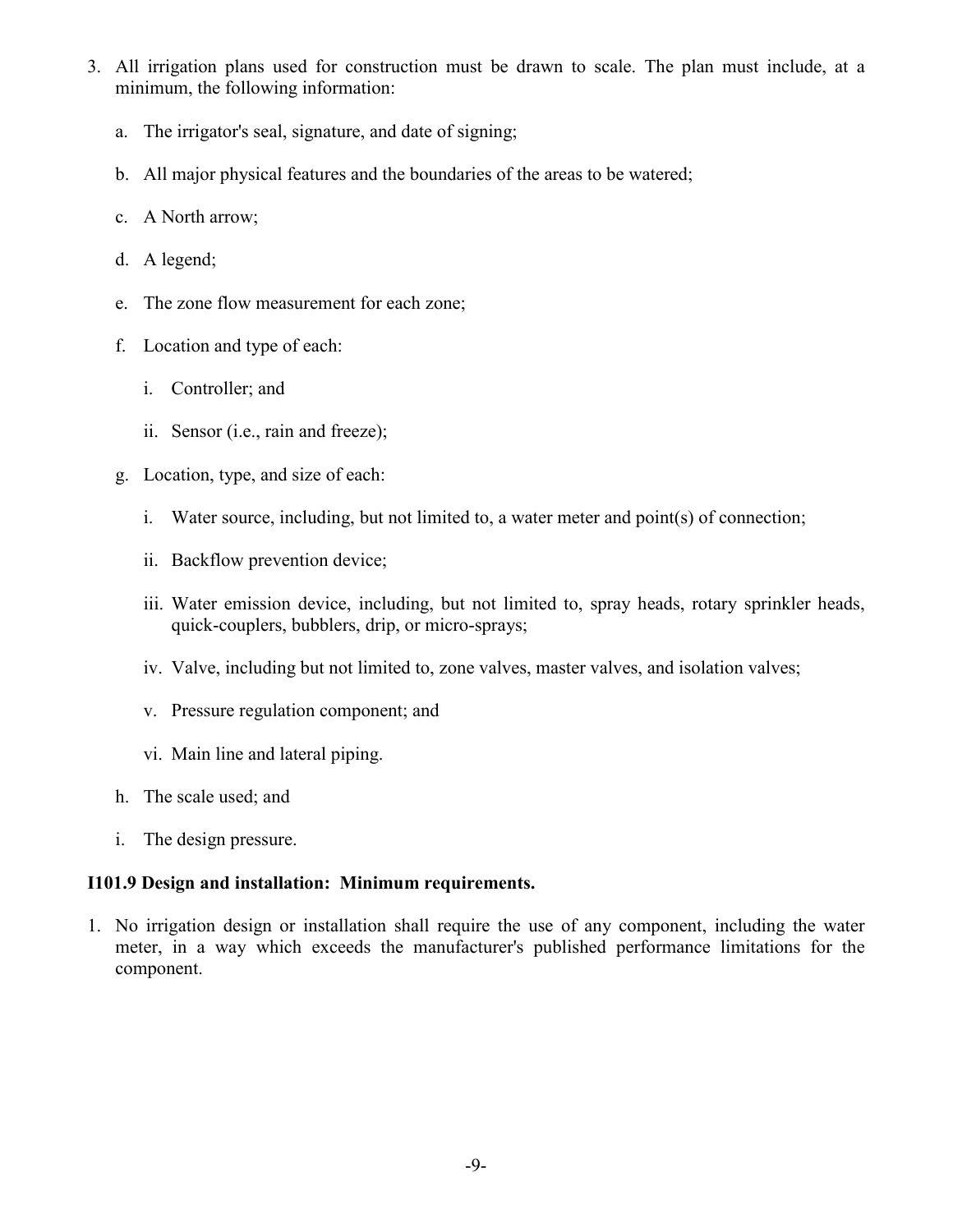3. All irrigation plans used for construction must be drawn to scale. The plan must include, at a minimum, the following information:

    a. The irrigator's seal, signature, and date of signing;

    b. All major physical features and the boundaries of the areas to be watered;

    c. A North arrow;

    d. A legend;

    e. The zone flow measurement for each zone;

    f. Location and type of each:

        i. Controller; and

        ii. Sensor (i.e., rain and freeze);

    g. Location, type, and size of each:

        i. Water source, including, but not limited to, a water meter and point(s) of connection;

        ii. Backflow prevention device;

        iii. Water emission device, including, but not limited to, spray heads, rotary sprinkler heads, quick-couplers, bubblers, drip, or micro-sprays;

        iv. Valve, including but not limited to, zone valves, master valves, and isolation valves;

        v. Pressure regulation component; and

        vi. Main line and lateral piping.

    h. The scale used; and

    i. The design pressure.

**I101.9 Design and installation: Minimum requirements.**

1. No irrigation design or installation shall require the use of any component, including the water meter, in a way which exceeds the manufacturer's published performance limitations for the component.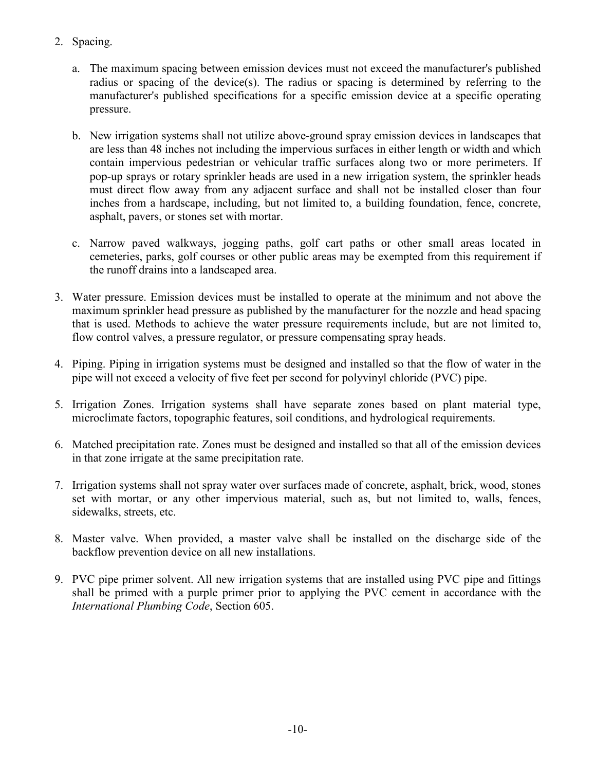2. Spacing.

   a. The maximum spacing between emission devices must not exceed the manufacturer's published radius or spacing of the device(s). The radius or spacing is determined by referring to the manufacturer's published specifications for a specific emission device at a specific operating pressure.

   b. New irrigation systems shall not utilize above-ground spray emission devices in landscapes that are less than 48 inches not including the impervious surfaces in either length or width and which contain impervious pedestrian or vehicular traffic surfaces along two or more perimeters. If pop-up sprays or rotary sprinkler heads are used in a new irrigation system, the sprinkler heads must direct flow away from any adjacent surface and shall not be installed closer than four inches from a hardscape, including, but not limited to, a building foundation, fence, concrete, asphalt, pavers, or stones set with mortar.

   c. Narrow paved walkways, jogging paths, golf cart paths or other small areas located in cemeteries, parks, golf courses or other public areas may be exempted from this requirement if the runoff drains into a landscaped area.

3. Water pressure. Emission devices must be installed to operate at the minimum and not above the maximum sprinkler head pressure as published by the manufacturer for the nozzle and head spacing that is used. Methods to achieve the water pressure requirements include, but are not limited to, flow control valves, a pressure regulator, or pressure compensating spray heads.

4. Piping. Piping in irrigation systems must be designed and installed so that the flow of water in the pipe will not exceed a velocity of five feet per second for polyvinyl chloride (PVC) pipe.

5. Irrigation Zones. Irrigation systems shall have separate zones based on plant material type, microclimate factors, topographic features, soil conditions, and hydrological requirements.

6. Matched precipitation rate. Zones must be designed and installed so that all of the emission devices in that zone irrigate at the same precipitation rate.

7. Irrigation systems shall not spray water over surfaces made of concrete, asphalt, brick, wood, stones set with mortar, or any other impervious material, such as, but not limited to, walls, fences, sidewalks, streets, etc.

8. Master valve. When provided, a master valve shall be installed on the discharge side of the backflow prevention device on all new installations.

9. PVC pipe primer solvent. All new irrigation systems that are installed using PVC pipe and fittings shall be primed with a purple primer prior to applying the PVC cement in accordance with the *International Plumbing Code*, Section 605.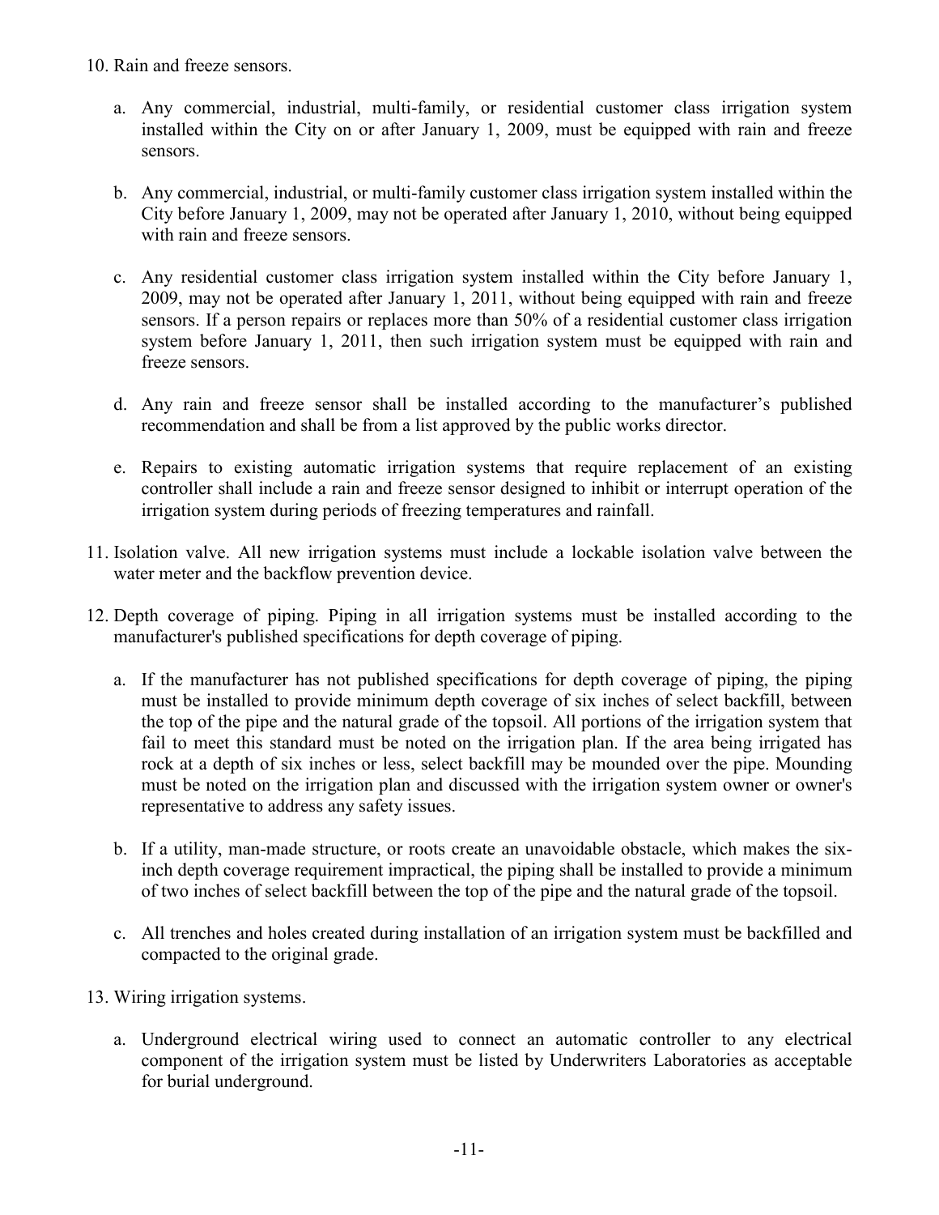10. Rain and freeze sensors.

    a. Any commercial, industrial, multi-family, or residential customer class irrigation system installed within the City on or after January 1, 2009, must be equipped with rain and freeze sensors.

    b. Any commercial, industrial, or multi-family customer class irrigation system installed within the City before January 1, 2009, may not be operated after January 1, 2010, without being equipped with rain and freeze sensors.

    c. Any residential customer class irrigation system installed within the City before January 1, 2009, may not be operated after January 1, 2011, without being equipped with rain and freeze sensors. If a person repairs or replaces more than 50% of a residential customer class irrigation system before January 1, 2011, then such irrigation system must be equipped with rain and freeze sensors.

    d. Any rain and freeze sensor shall be installed according to the manufacturer's published recommendation and shall be from a list approved by the public works director.

    e. Repairs to existing automatic irrigation systems that require replacement of an existing controller shall include a rain and freeze sensor designed to inhibit or interrupt operation of the irrigation system during periods of freezing temperatures and rainfall.

11. Isolation valve. All new irrigation systems must include a lockable isolation valve between the water meter and the backflow prevention device.

12. Depth coverage of piping. Piping in all irrigation systems must be installed according to the manufacturer's published specifications for depth coverage of piping.

    a. If the manufacturer has not published specifications for depth coverage of piping, the piping must be installed to provide minimum depth coverage of six inches of select backfill, between the top of the pipe and the natural grade of the topsoil. All portions of the irrigation system that fail to meet this standard must be noted on the irrigation plan. If the area being irrigated has rock at a depth of six inches or less, select backfill may be mounded over the pipe. Mounding must be noted on the irrigation plan and discussed with the irrigation system owner or owner's representative to address any safety issues.

    b. If a utility, man-made structure, or roots create an unavoidable obstacle, which makes the six-inch depth coverage requirement impractical, the piping shall be installed to provide a minimum of two inches of select backfill between the top of the pipe and the natural grade of the topsoil.

    c. All trenches and holes created during installation of an irrigation system must be backfilled and compacted to the original grade.

13. Wiring irrigation systems.

    a. Underground electrical wiring used to connect an automatic controller to any electrical component of the irrigation system must be listed by Underwriters Laboratories as acceptable for burial underground.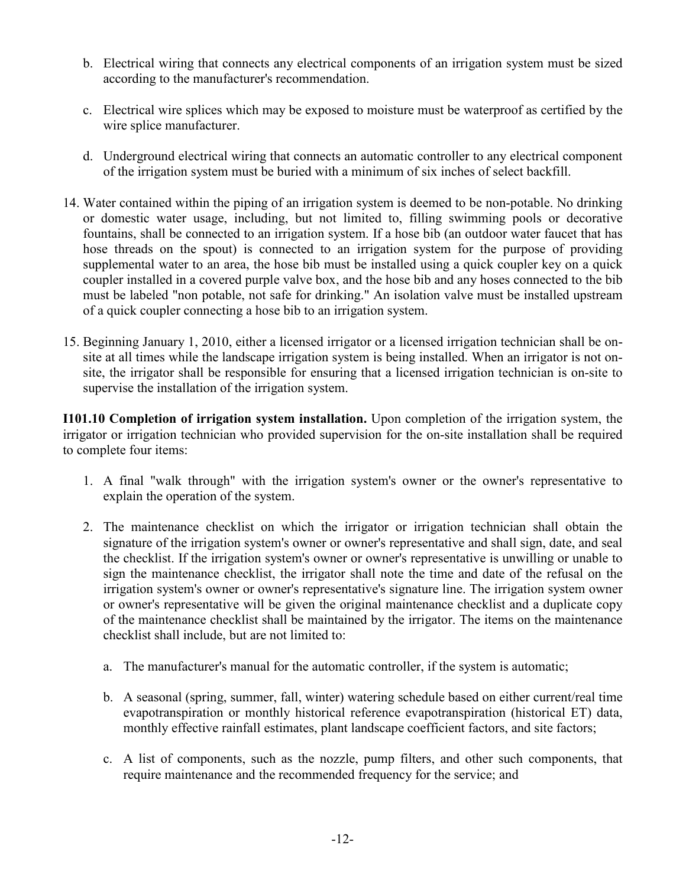b. Electrical wiring that connects any electrical components of an irrigation system must be sized according to the manufacturer's recommendation.

   c. Electrical wire splices which may be exposed to moisture must be waterproof as certified by the wire splice manufacturer.

   d. Underground electrical wiring that connects an automatic controller to any electrical component of the irrigation system must be buried with a minimum of six inches of select backfill.

14. Water contained within the piping of an irrigation system is deemed to be non-potable. No drinking or domestic water usage, including, but not limited to, filling swimming pools or decorative fountains, shall be connected to an irrigation system. If a hose bib (an outdoor water faucet that has hose threads on the spout) is connected to an irrigation system for the purpose of providing supplemental water to an area, the hose bib must be installed using a quick coupler key on a quick coupler installed in a covered purple valve box, and the hose bib and any hoses connected to the bib must be labeled "non potable, not safe for drinking." An isolation valve must be installed upstream of a quick coupler connecting a hose bib to an irrigation system.

15. Beginning January 1, 2010, either a licensed irrigator or a licensed irrigation technician shall be on-site at all times while the landscape irrigation system is being installed. When an irrigator is not on-site, the irrigator shall be responsible for ensuring that a licensed irrigation technician is on-site to supervise the installation of the irrigation system.

**I101.10 Completion of irrigation system installation.** Upon completion of the irrigation system, the irrigator or irrigation technician who provided supervision for the on-site installation shall be required to complete four items:

1. A final "walk through" with the irrigation system's owner or the owner's representative to explain the operation of the system.

2. The maintenance checklist on which the irrigator or irrigation technician shall obtain the signature of the irrigation system's owner or owner's representative and shall sign, date, and seal the checklist. If the irrigation system's owner or owner's representative is unwilling or unable to sign the maintenance checklist, the irrigator shall note the time and date of the refusal on the irrigation system's owner or owner's representative's signature line. The irrigation system owner or owner's representative will be given the original maintenance checklist and a duplicate copy of the maintenance checklist shall be maintained by the irrigator. The items on the maintenance checklist shall include, but are not limited to:

   a. The manufacturer's manual for the automatic controller, if the system is automatic;

   b. A seasonal (spring, summer, fall, winter) watering schedule based on either current/real time evapotranspiration or monthly historical reference evapotranspiration (historical ET) data, monthly effective rainfall estimates, plant landscape coefficient factors, and site factors;

   c. A list of components, such as the nozzle, pump filters, and other such components, that require maintenance and the recommended frequency for the service; and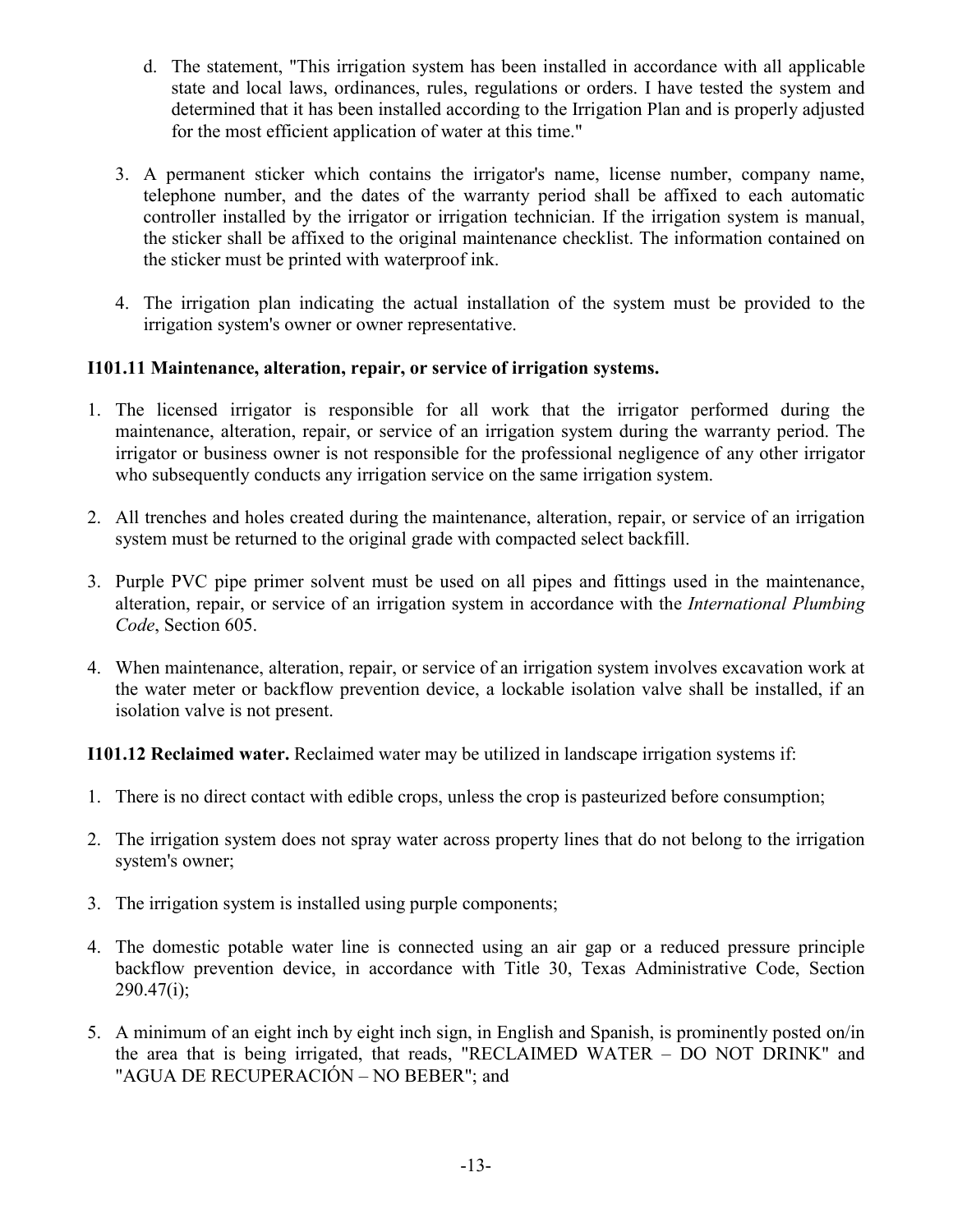d. The statement, "This irrigation system has been installed in accordance with all applicable state and local laws, ordinances, rules, regulations or orders. I have tested the system and determined that it has been installed according to the Irrigation Plan and is properly adjusted for the most efficient application of water at this time."

3. A permanent sticker which contains the irrigator's name, license number, company name, telephone number, and the dates of the warranty period shall be affixed to each automatic controller installed by the irrigator or irrigation technician. If the irrigation system is manual, the sticker shall be affixed to the original maintenance checklist. The information contained on the sticker must be printed with waterproof ink.

4. The irrigation plan indicating the actual installation of the system must be provided to the irrigation system's owner or owner representative.

**I101.11 Maintenance, alteration, repair, or service of irrigation systems.**

1. The licensed irrigator is responsible for all work that the irrigator performed during the maintenance, alteration, repair, or service of an irrigation system during the warranty period. The irrigator or business owner is not responsible for the professional negligence of any other irrigator who subsequently conducts any irrigation service on the same irrigation system.

2. All trenches and holes created during the maintenance, alteration, repair, or service of an irrigation system must be returned to the original grade with compacted select backfill.

3. Purple PVC pipe primer solvent must be used on all pipes and fittings used in the maintenance, alteration, repair, or service of an irrigation system in accordance with the *International Plumbing Code*, Section 605.

4. When maintenance, alteration, repair, or service of an irrigation system involves excavation work at the water meter or backflow prevention device, a lockable isolation valve shall be installed, if an isolation valve is not present.

**I101.12 Reclaimed water.** Reclaimed water may be utilized in landscape irrigation systems if:

1. There is no direct contact with edible crops, unless the crop is pasteurized before consumption;

2. The irrigation system does not spray water across property lines that do not belong to the irrigation system's owner;

3. The irrigation system is installed using purple components;

4. The domestic potable water line is connected using an air gap or a reduced pressure principle backflow prevention device, in accordance with Title 30, Texas Administrative Code, Section 290.47(i);

5. A minimum of an eight inch by eight inch sign, in English and Spanish, is prominently posted on/in the area that is being irrigated, that reads, "RECLAIMED WATER – DO NOT DRINK" and "AGUA DE RECUPERACIÓN – NO BEBER"; and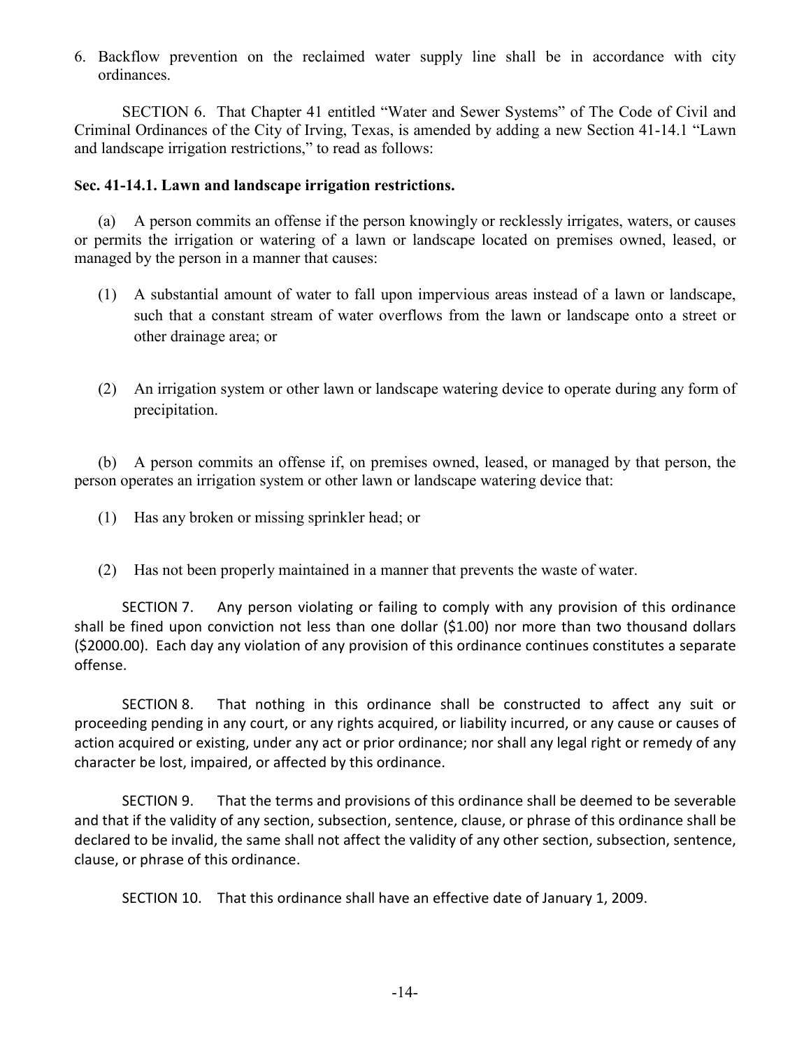6. Backflow prevention on the reclaimed water supply line shall be in accordance with city ordinances.

SECTION 6. That Chapter 41 entitled "Water and Sewer Systems" of The Code of Civil and Criminal Ordinances of the City of Irving, Texas, is amended by adding a new Section 41-14.1 "Lawn and landscape irrigation restrictions," to read as follows:

**Sec. 41-14.1. Lawn and landscape irrigation restrictions.**

(a) A person commits an offense if the person knowingly or recklessly irrigates, waters, or causes or permits the irrigation or watering of a lawn or landscape located on premises owned, leased, or managed by the person in a manner that causes:

(1) A substantial amount of water to fall upon impervious areas instead of a lawn or landscape, such that a constant stream of water overflows from the lawn or landscape onto a street or other drainage area; or

(2) An irrigation system or other lawn or landscape watering device to operate during any form of precipitation.

(b) A person commits an offense if, on premises owned, leased, or managed by that person, the person operates an irrigation system or other lawn or landscape watering device that:

(1) Has any broken or missing sprinkler head; or

(2) Has not been properly maintained in a manner that prevents the waste of water.

SECTION 7. Any person violating or failing to comply with any provision of this ordinance shall be fined upon conviction not less than one dollar ($1.00) nor more than two thousand dollars ($2000.00). Each day any violation of any provision of this ordinance continues constitutes a separate offense.

SECTION 8. That nothing in this ordinance shall be constructed to affect any suit or proceeding pending in any court, or any rights acquired, or liability incurred, or any cause or causes of action acquired or existing, under any act or prior ordinance; nor shall any legal right or remedy of any character be lost, impaired, or affected by this ordinance.

SECTION 9. That the terms and provisions of this ordinance shall be deemed to be severable and that if the validity of any section, subsection, sentence, clause, or phrase of this ordinance shall be declared to be invalid, the same shall not affect the validity of any other section, subsection, sentence, clause, or phrase of this ordinance.

SECTION 10. That this ordinance shall have an effective date of January 1, 2009.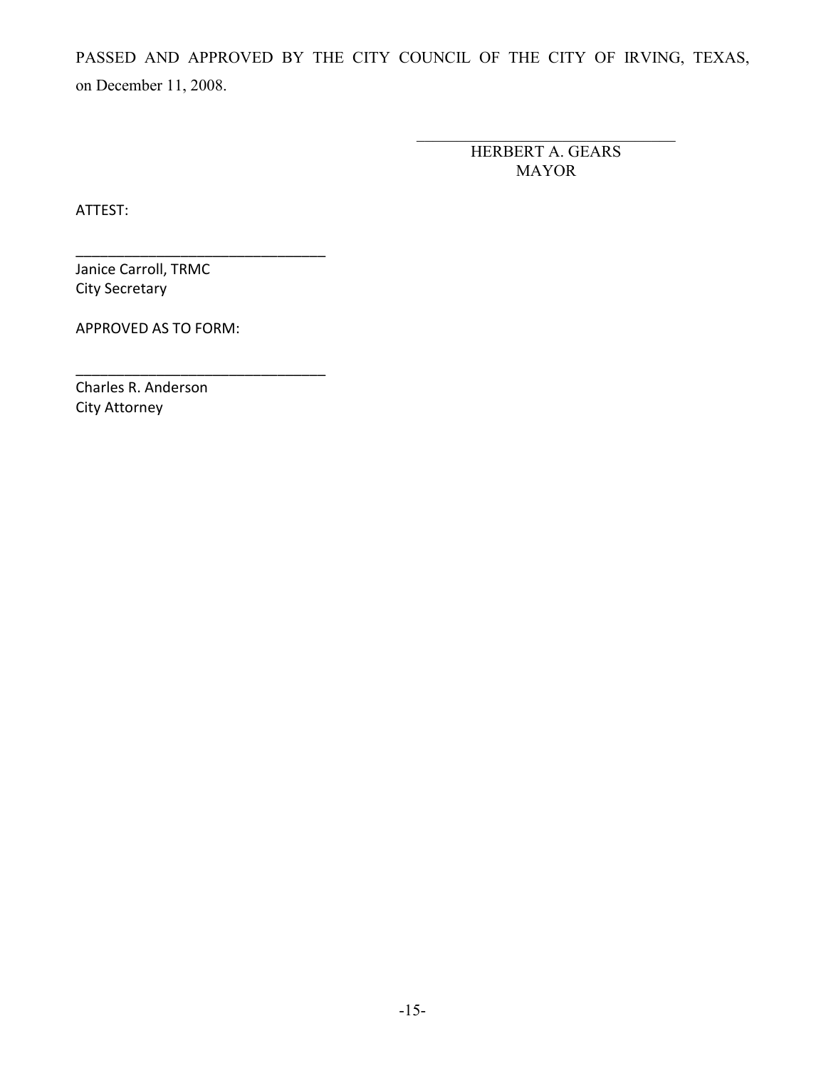PASSED AND APPROVED BY THE CITY COUNCIL OF THE CITY OF IRVING, TEXAS, on December 11, 2008.

\_\_\_\_\_\_\_\_\_\_\_\_\_\_\_\_\_\_\_\_\_\_\_\_\_\_\_\_\_\_\_\_

HERBERT A. GEARS
MAYOR

ATTEST:

\_\_\_\_\_\_\_\_\_\_\_\_\_\_\_\_\_\_\_\_\_\_\_\_\_\_\_\_\_\_\_\_

Janice Carroll, TRMC
City Secretary

APPROVED AS TO FORM:

\_\_\_\_\_\_\_\_\_\_\_\_\_\_\_\_\_\_\_\_\_\_\_\_\_\_\_\_\_\_\_\_

Charles R. Anderson
City Attorney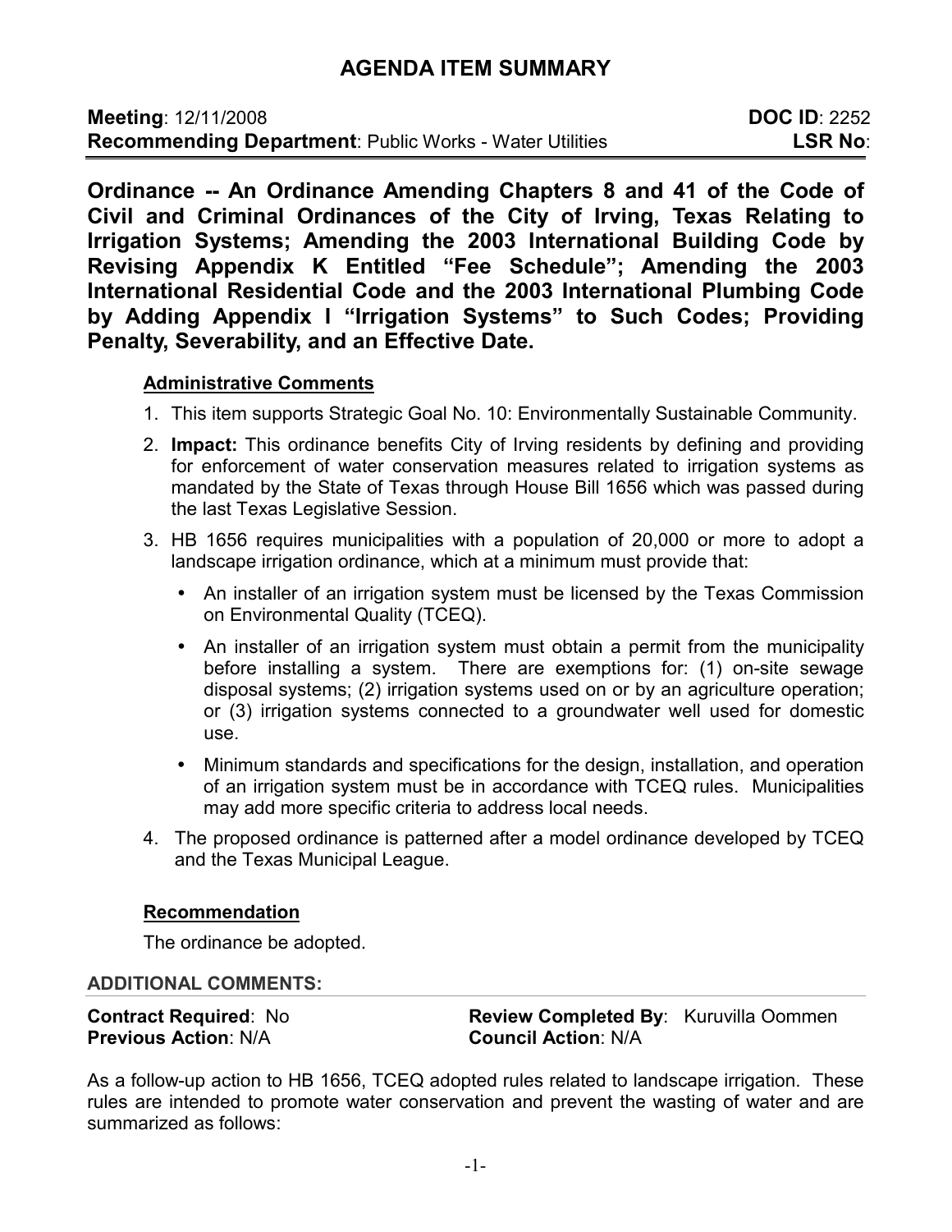# AGENDA ITEM SUMMARY

**Meeting**: 12/11/2008 **DOC ID**: 2252
**Recommending Department**: Public Works - Water Utilities **LSR No**:

**Ordinance -- An Ordinance Amending Chapters 8 and 41 of the Code of Civil and Criminal Ordinances of the City of Irving, Texas Relating to Irrigation Systems; Amending the 2003 International Building Code by Revising Appendix K Entitled "Fee Schedule"; Amending the 2003 International Residential Code and the 2003 International Plumbing Code by Adding Appendix I "Irrigation Systems" to Such Codes; Providing Penalty, Severability, and an Effective Date.**

## Administrative Comments

1. This item supports Strategic Goal No. 10: Environmentally Sustainable Community.
2. **Impact:** This ordinance benefits City of Irving residents by defining and providing for enforcement of water conservation measures related to irrigation systems as mandated by the State of Texas through House Bill 1656 which was passed during the last Texas Legislative Session.
3. HB 1656 requires municipalities with a population of 20,000 or more to adopt a landscape irrigation ordinance, which at a minimum must provide that:
   - An installer of an irrigation system must be licensed by the Texas Commission on Environmental Quality (TCEQ).
   - An installer of an irrigation system must obtain a permit from the municipality before installing a system. There are exemptions for: (1) on-site sewage disposal systems; (2) irrigation systems used on or by an agriculture operation; or (3) irrigation systems connected to a groundwater well used for domestic use.
   - Minimum standards and specifications for the design, installation, and operation of an irrigation system must be in accordance with TCEQ rules. Municipalities may add more specific criteria to address local needs.
4. The proposed ordinance is patterned after a model ordinance developed by TCEQ and the Texas Municipal League.

## Recommendation

The ordinance be adopted.

**ADDITIONAL COMMENTS:**

**Contract Required**: No
**Previous Action**: N/A
**Review Completed By**: Kuruvilla Oommen
**Council Action**: N/A

As a follow-up action to HB 1656, TCEQ adopted rules related to landscape irrigation. These rules are intended to promote water conservation and prevent the wasting of water and are summarized as follows: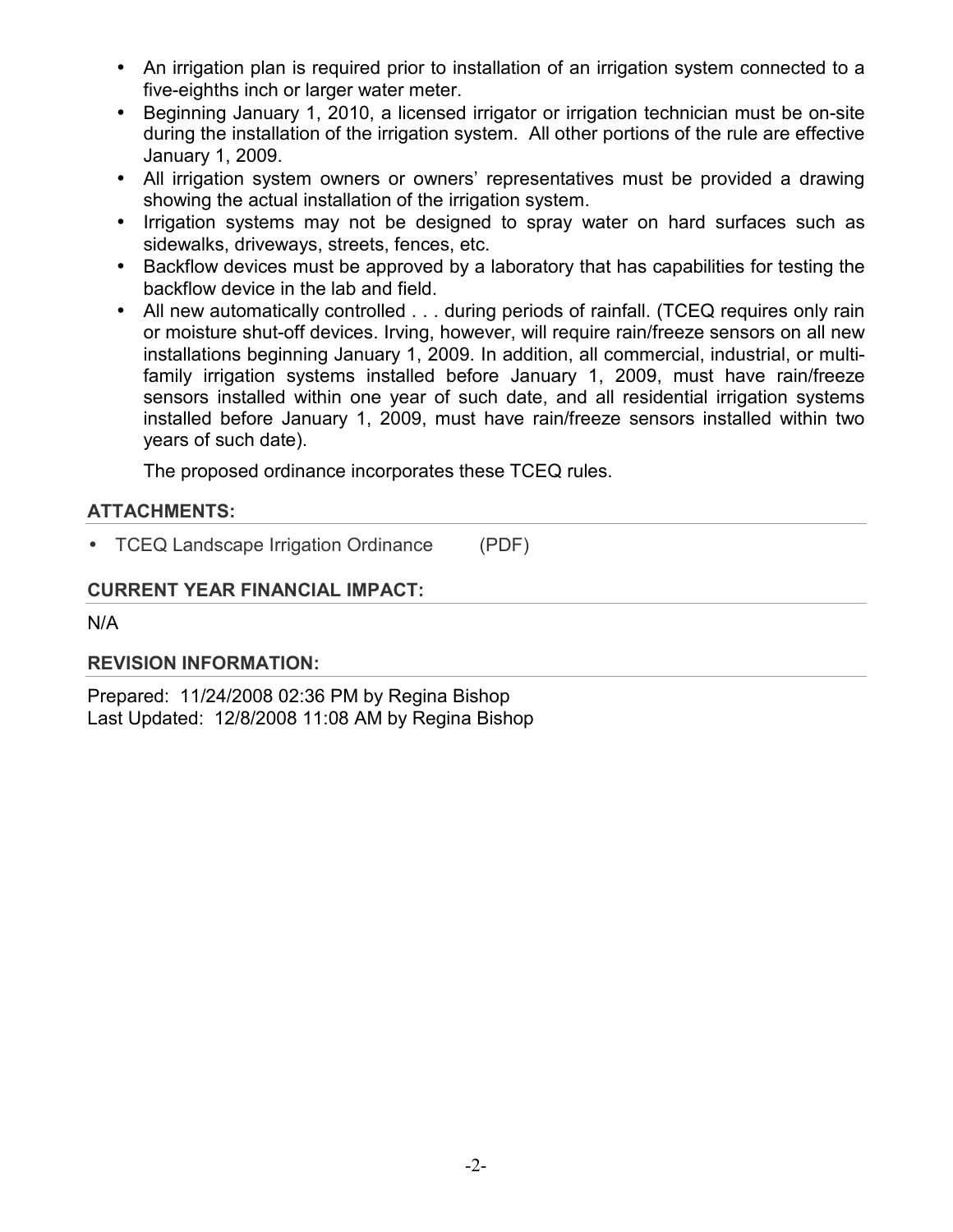- An irrigation plan is required prior to installation of an irrigation system connected to a five-eighths inch or larger water meter.
- Beginning January 1, 2010, a licensed irrigator or irrigation technician must be on-site during the installation of the irrigation system. All other portions of the rule are effective January 1, 2009.
- All irrigation system owners or owners' representatives must be provided a drawing showing the actual installation of the irrigation system.
- Irrigation systems may not be designed to spray water on hard surfaces such as sidewalks, driveways, streets, fences, etc.
- Backflow devices must be approved by a laboratory that has capabilities for testing the backflow device in the lab and field.
- All new automatically controlled . . . during periods of rainfall. (TCEQ requires only rain or moisture shut-off devices. Irving, however, will require rain/freeze sensors on all new installations beginning January 1, 2009. In addition, all commercial, industrial, or multi-family irrigation systems installed before January 1, 2009, must have rain/freeze sensors installed within one year of such date, and all residential irrigation systems installed before January 1, 2009, must have rain/freeze sensors installed within two years of such date).

  The proposed ordinance incorporates these TCEQ rules.

## ATTACHMENTS:

- TCEQ Landscape Irrigation Ordinance (PDF)

## CURRENT YEAR FINANCIAL IMPACT:

N/A

## REVISION INFORMATION:

Prepared: 11/24/2008 02:36 PM by Regina Bishop
Last Updated: 12/8/2008 11:08 AM by Regina Bishop